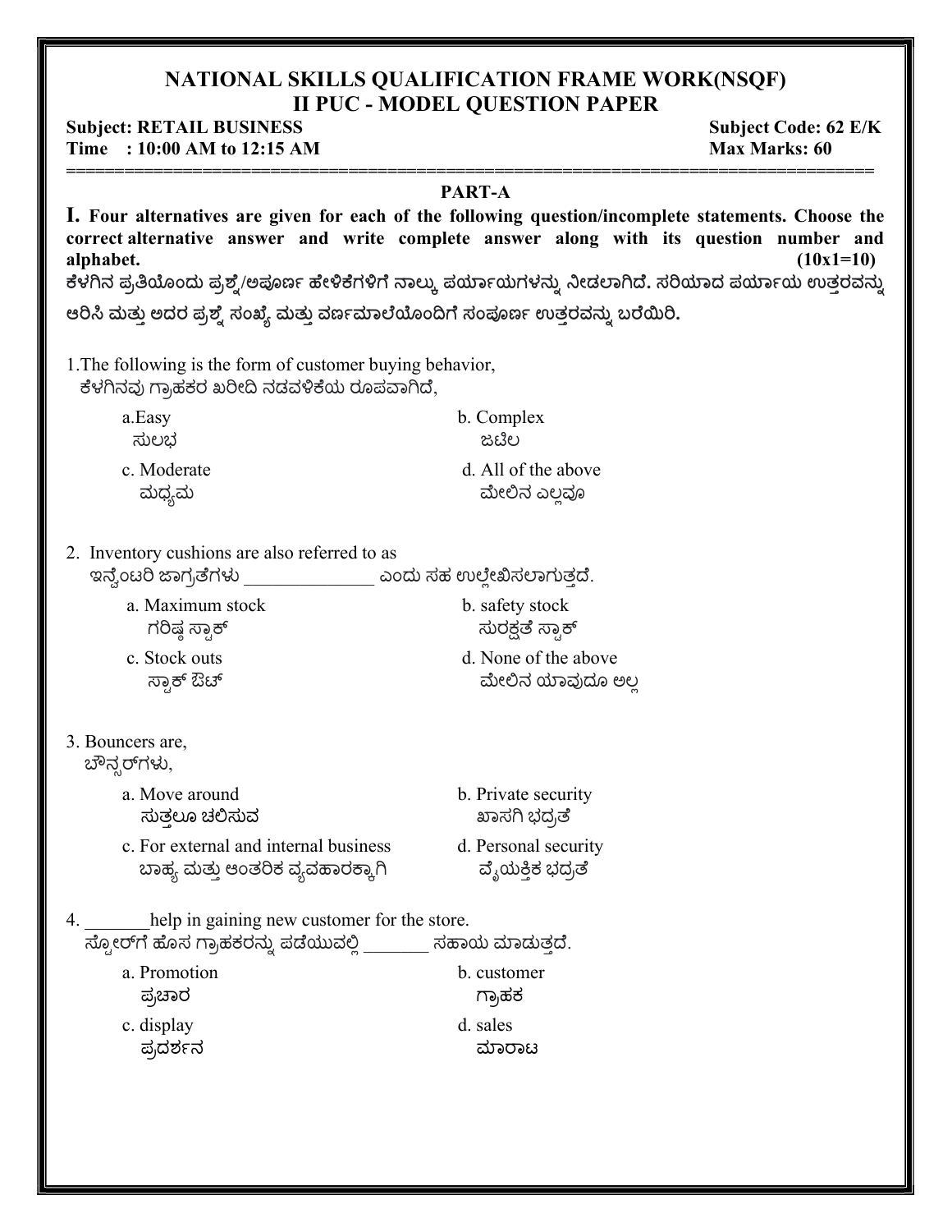# NATIONAL SKILLS QUALIFICATION FRAME WORK(NSQF)
## II PUC - MODEL QUESTION PAPER

**Subject: RETAIL BUSINESS** **Subject Code: 62 E/K**
**Time : 10:00 AM to 12:15 AM** **Max Marks: 60**

---

### PART-A

**I. Four alternatives are given for each of the following question/incomplete statements. Choose the correct alternative answer and write complete answer along with its question number and alphabet.** **(10x1=10)**

**ಕೆಳಗಿನ ಪ್ರತಿಯೊಂದು ಪ್ರಶ್ನೆ/ಅಪೂರ್ಣ ಹೇಳಿಕೆಗಳಿಗೆ ನಾಲ್ಕು ಪರ್ಯಾಯಗಳನ್ನು ನೀಡಲಾಗಿದೆ. ಸರಿಯಾದ ಪರ್ಯಾಯ ಉತ್ತರವನ್ನು ಆರಿಸಿ ಮತ್ತು ಅದರ ಪ್ರಶ್ನೆ ಸಂಖ್ಯೆ ಮತ್ತು ವರ್ಣಮಾಲೆಯೊಂದಿಗೆ ಸಂಪೂರ್ಣ ಉತ್ತರವನ್ನು ಬರೆಯಿರಿ.**

1. The following is the form of customer buying behavior,
   ಕೆಳಗಿನವು ಗ್ರಾಹಕರ ಖರೀದಿ ನಡವಳಿಕೆಯ ರೂಪವಾಗಿದೆ,

   a. Easy
   ಸುಲಭ

   b. Complex
   ಜಟಿಲ

   c. Moderate
   ಮಧ್ಯಮ

   d. All of the above
   ಮೇಲಿನ ಎಲ್ಲವೂ

2. Inventory cushions are also referred to as
   ಇನ್ವೆಂಟರಿ ಜಾಗ್ರತೆಗಳು ______________ ಎಂದು ಸಹ ಉಲ್ಲೇಖಿಸಲಾಗುತ್ತದೆ.

   a. Maximum stock
   ಗರಿಷ್ಠ ಸ್ಟಾಕ್

   b. safety stock
   ಸುರಕ್ಷತೆ ಸ್ಟಾಕ್

   c. Stock outs
   ಸ್ಟಾಕ್ ಔಟ್

   d. None of the above
   ಮೇಲಿನ ಯಾವುದೂ ಅಲ್ಲ

3. Bouncers are,
   ಬೌನ್ಸರ್‌ಗಳು,

   a. Move around
   ಸುತ್ತಲೂ ಚಲಿಸುವ

   b. Private security
   ಖಾಸಗಿ ಭದ್ರತೆ

   c. For external and internal business
   ಬಾಹ್ಯ ಮತ್ತು ಆಂತರಿಕ ವ್ಯವಹಾರಕ್ಕಾಗಿ

   d. Personal security
   ವೈಯಕ್ತಿಕ ಭದ್ರತೆ

4. _______help in gaining new customer for the store.
   ಸ್ಟೋರ್‌ಗೆ ಹೊಸ ಗ್ರಾಹಕರನ್ನು ಪಡೆಯುವಲ್ಲಿ _______ ಸಹಾಯ ಮಾಡುತ್ತದೆ.

   a. Promotion
   ಪ್ರಚಾರ

   b. customer
   ಗ್ರಾಹಕ

   c. display
   ಪ್ರದರ್ಶನ

   d. sales
   ಮಾರಾಟ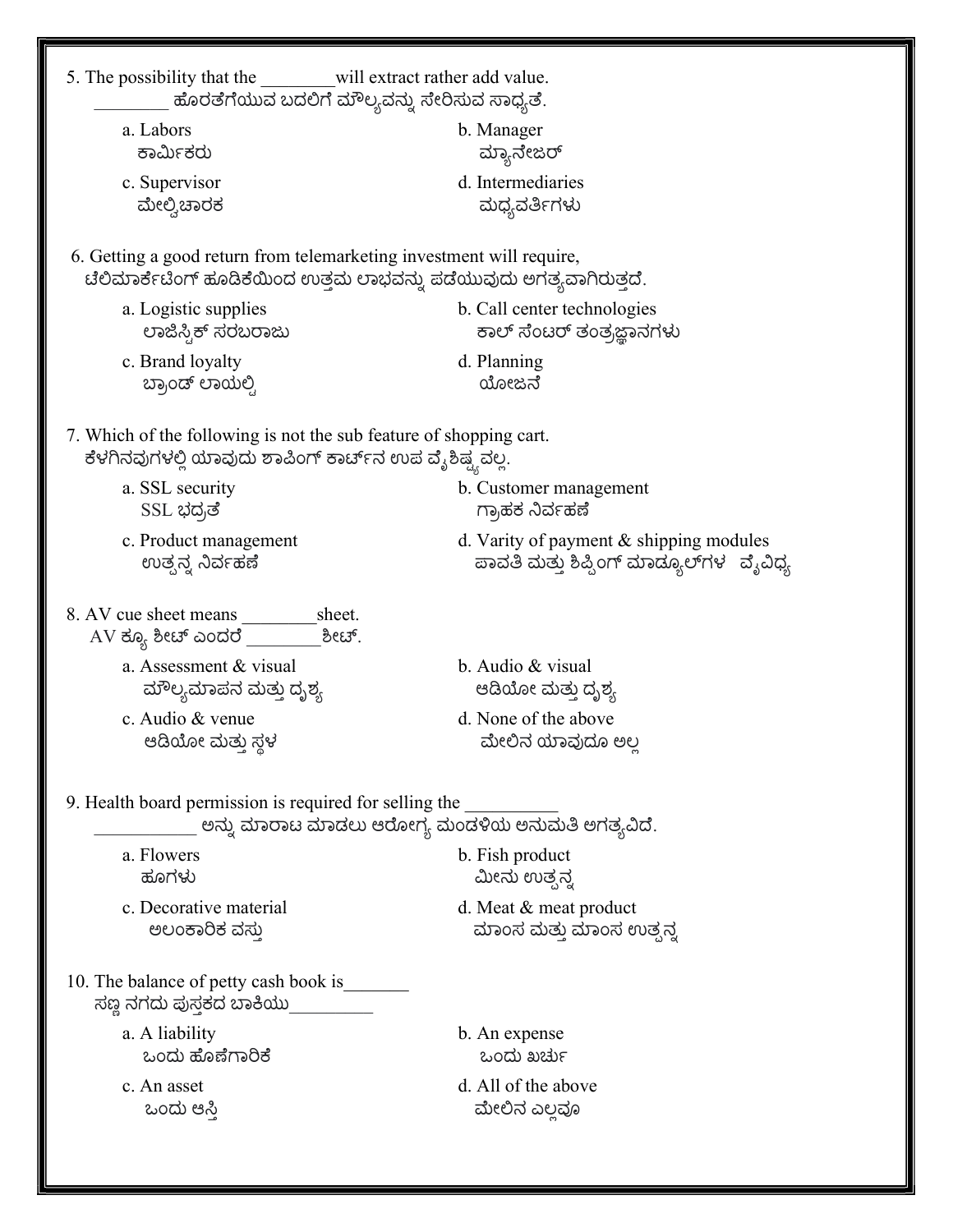5. The possibility that the ________will extract rather add value.
________ ಹೊರತೆಗೆಯುವ ಬದಲಿಗೆ ಮೌಲ್ಯವನ್ನು ಸೇರಿಸುವ ಸಾಧ್ಯತೆ.

a. Labors
ಕಾರ್ಮಿಕರು

b. Manager
ಮ್ಯಾನೇಜರ್

c. Supervisor
ಮೇಲ್ವಿಚಾರಕ

d. Intermediaries
ಮಧ್ಯವರ್ತಿಗಳು

6. Getting a good return from telemarketing investment will require,
ಟೆಲಿಮಾರ್ಕೆಟಿಂಗ್ ಹೂಡಿಕೆಯಿಂದ ಉತ್ತಮ ಲಾಭವನ್ನು ಪಡೆಯುವುದು ಅಗತ್ಯವಾಗಿರುತ್ತದೆ.

a. Logistic supplies
ಲಾಜಿಸ್ಟಿಕ್ ಸರಬರಾಜು

b. Call center technologies
ಕಾಲ್ ಸೆಂಟರ್ ತಂತ್ರಜ್ಞಾನಗಳು

c. Brand loyalty
ಬ್ರಾಂಡ್ ಲಾಯಲ್ಟಿ

d. Planning
ಯೋಜನೆ

7. Which of the following is not the sub feature of shopping cart.
ಕೆಳಗಿನವುಗಳಲ್ಲಿ ಯಾವುದು ಶಾಪಿಂಗ್ ಕಾರ್ಟ್‌ನ ಉಪ ವೈಶಿಷ್ಟ್ಯವಲ್ಲ.

a. SSL security
SSL ಭದ್ರತೆ

b. Customer management
ಗ್ರಾಹಕ ನಿರ್ವಹಣೆ

c. Product management
ಉತ್ಪನ್ನ ನಿರ್ವಹಣೆ

d. Varity of payment & shipping modules
ಪಾವತಿ ಮತ್ತು ಶಿಪ್ಪಿಂಗ್ ಮಾಡ್ಯೂಲ್‌ಗಳ ವೈವಿಧ್ಯ

8. AV cue sheet means ________sheet.
AV ಕ್ಯೂ ಶೀಟ್ ಎಂದರೆ ________ಶೀಟ್.

a. Assessment & visual
ಮೌಲ್ಯಮಾಪನ ಮತ್ತು ದೃಶ್ಯ

b. Audio & visual
ಆಡಿಯೋ ಮತ್ತು ದೃಶ್ಯ

c. Audio & venue
ಆಡಿಯೋ ಮತ್ತು ಸ್ಥಳ

d. None of the above
ಮೇಲಿನ ಯಾವುದೂ ಅಲ್ಲ

9. Health board permission is required for selling the __________
___________ ಅನ್ನು ಮಾರಾಟ ಮಾಡಲು ಆರೋಗ್ಯ ಮಂಡಳಿಯ ಅನುಮತಿ ಅಗತ್ಯವಿದೆ.

a. Flowers
ಹೂಗಳು

b. Fish product
ಮೀನು ಉತ್ಪನ್ನ

c. Decorative material
ಅಲಂಕಾರಿಕ ವಸ್ತು

d. Meat & meat product
ಮಾಂಸ ಮತ್ತು ಮಾಂಸ ಉತ್ಪನ್ನ

10. The balance of petty cash book is_______
ಸಣ್ಣ ನಗದು ಪುಸ್ತಕದ ಬಾಕಿಯು_________

a. A liability
ಒಂದು ಹೊಣೆಗಾರಿಕೆ

b. An expense
ಒಂದು ಖರ್ಚು

c. An asset
ಒಂದು ಆಸ್ತಿ

d. All of the above
ಮೇಲಿನ ಎಲ್ಲವೂ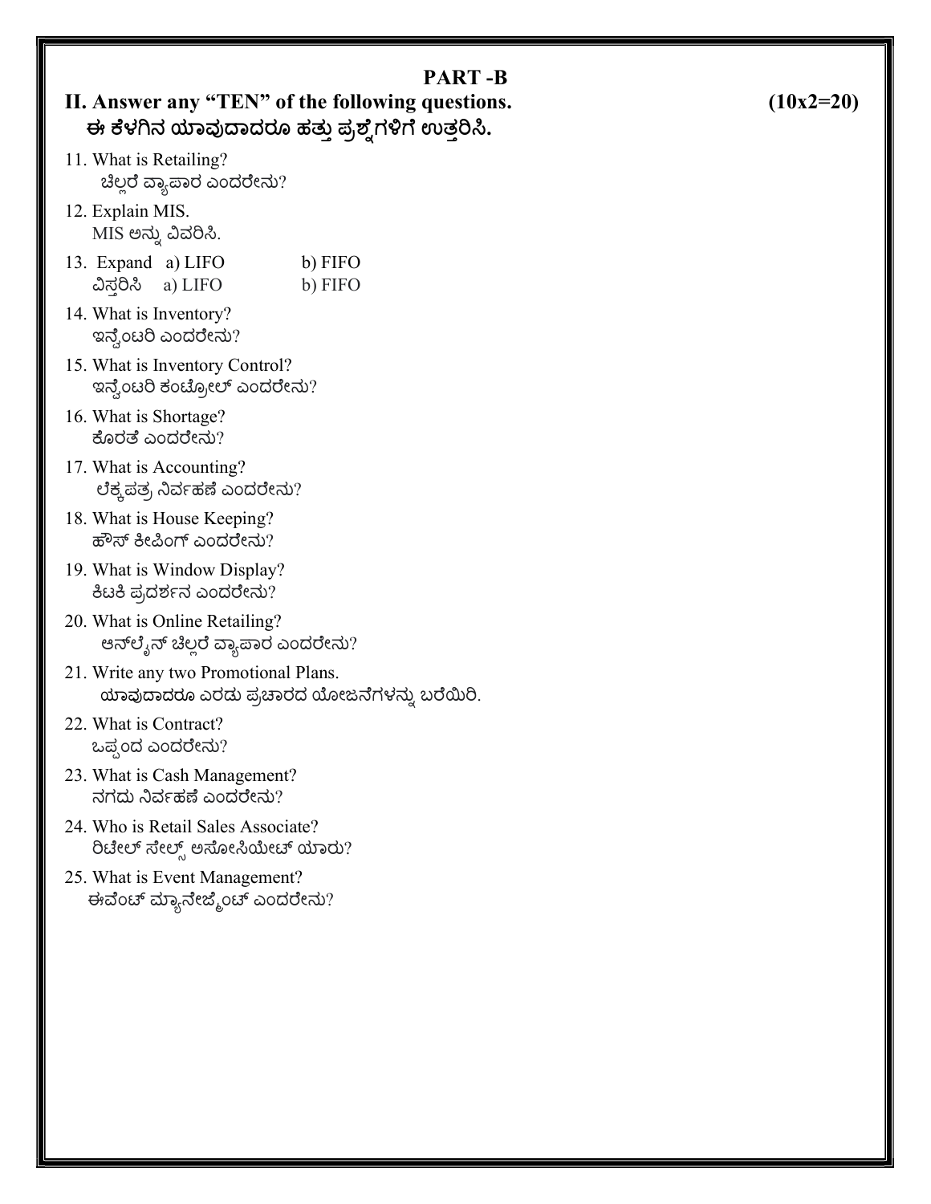## PART -B

**II. Answer any "TEN" of the following questions. (10x2=20)**
**ಈ ಕೆಳಗಿನ ಯಾವುದಾದರೂ ಹತ್ತು ಪ್ರಶ್ನೆಗಳಿಗೆ ಉತ್ತರಿಸಿ.**

11. What is Retailing?
    ಚಿಲ್ಲರೆ ವ್ಯಾಪಾರ ಎಂದರೇನು?
12. Explain MIS.
    MIS ಅನ್ನು ವಿವರಿಸಿ.
13. Expand a) LIFO b) FIFO
    ವಿಸ್ತರಿಸಿ a) LIFO b) FIFO
14. What is Inventory?
    ಇನ್ವೆಂಟರಿ ಎಂದರೇನು?
15. What is Inventory Control?
    ಇನ್ವೆಂಟರಿ ಕಂಟ್ರೋಲ್ ಎಂದರೇನು?
16. What is Shortage?
    ಕೊರತೆ ಎಂದರೇನು?
17. What is Accounting?
    ಲೆಕ್ಕಪತ್ರ ನಿರ್ವಹಣೆ ಎಂದರೇನು?
18. What is House Keeping?
    ಹೌಸ್ ಕೀಪಿಂಗ್ ಎಂದರೇನು?
19. What is Window Display?
    ಕಿಟಕಿ ಪ್ರದರ್ಶನ ಎಂದರೇನು?
20. What is Online Retailing?
    ಆನ್‌ಲೈನ್ ಚಿಲ್ಲರೆ ವ್ಯಾಪಾರ ಎಂದರೇನು?
21. Write any two Promotional Plans.
    ಯಾವುದಾದರೂ ಎರಡು ಪ್ರಚಾರದ ಯೋಜನೆಗಳನ್ನು ಬರೆಯಿರಿ.
22. What is Contract?
    ಒಪ್ಪಂದ ಎಂದರೇನು?
23. What is Cash Management?
    ನಗದು ನಿರ್ವಹಣೆ ಎಂದರೇನು?
24. Who is Retail Sales Associate?
    ರಿಟೇಲ್ ಸೇಲ್ಸ್ ಅಸೋಸಿಯೇಟ್ ಯಾರು?
25. What is Event Management?
    ಈವೆಂಟ್ ಮ್ಯಾನೇಜ್ಮೆಂಟ್ ಎಂದರೇನು?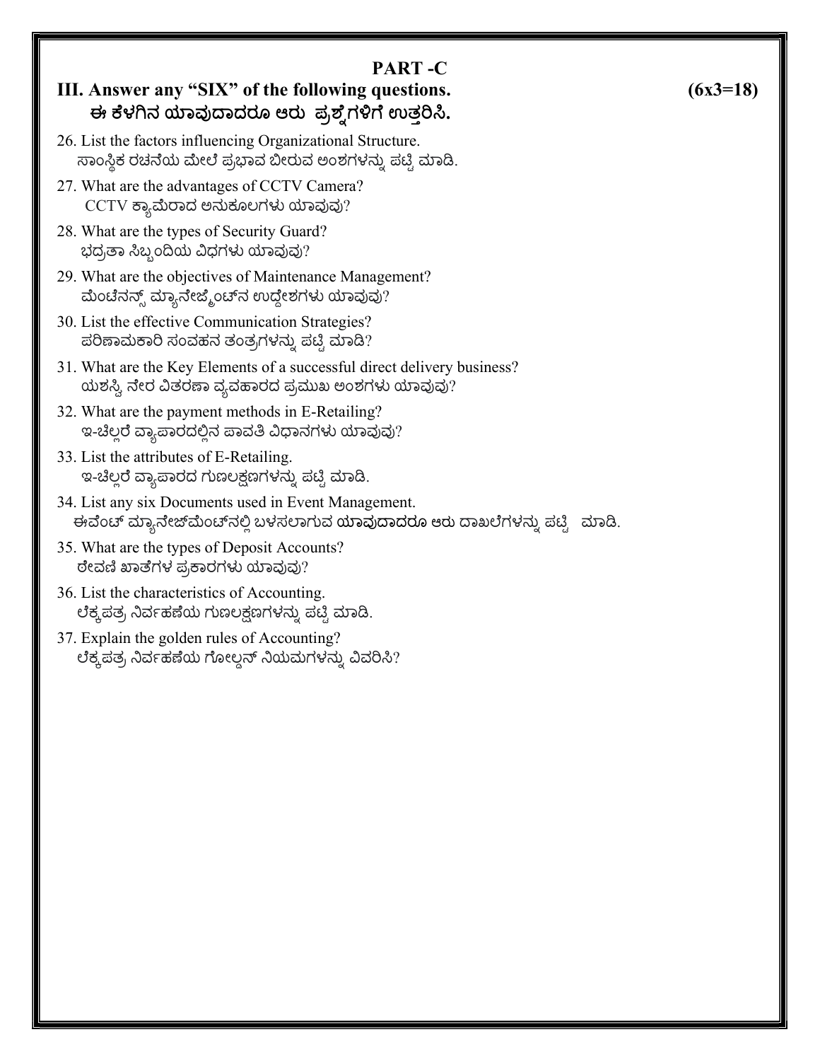## PART -C

### III. Answer any "SIX" of the following questions. (6x3=18)

**ಈ ಕೆಳಗಿನ ಯಾವುದಾದರೂ ಆರು ಪ್ರಶ್ನೆಗಳಿಗೆ ಉತ್ತರಿಸಿ.**

26. List the factors influencing Organizational Structure.
    ಸಾಂಸ್ಥಿಕ ರಚನೆಯ ಮೇಲೆ ಪ್ರಭಾವ ಬೀರುವ ಅಂಶಗಳನ್ನು ಪಟ್ಟಿ ಮಾಡಿ.

27. What are the advantages of CCTV Camera?
    CCTV ಕ್ಯಾಮೆರಾದ ಅನುಕೂಲಗಳು ಯಾವುವು?

28. What are the types of Security Guard?
    ಭದ್ರತಾ ಸಿಬ್ಬಂದಿಯ ವಿಧಗಳು ಯಾವುವು?

29. What are the objectives of Maintenance Management?
    ಮೆಂಟೆನನ್ಸ್ ಮ್ಯಾನೇಜ್ಮೆಂಟ್‌ನ ಉದ್ದೇಶಗಳು ಯಾವುವು?

30. List the effective Communication Strategies?
    ಪರಿಣಾಮಕಾರಿ ಸಂವಹನ ತಂತ್ರಗಳನ್ನು ಪಟ್ಟಿ ಮಾಡಿ?

31. What are the Key Elements of a successful direct delivery business?
    ಯಶಸ್ವಿ ನೇರ ವಿತರಣಾ ವ್ಯವಹಾರದ ಪ್ರಮುಖ ಅಂಶಗಳು ಯಾವುವು?

32. What are the payment methods in E-Retailing?
    ಇ-ಚಿಲ್ಲರೆ ವ್ಯಾಪಾರದಲ್ಲಿನ ಪಾವತಿ ವಿಧಾನಗಳು ಯಾವುವು?

33. List the attributes of E-Retailing.
    ಇ-ಚಿಲ್ಲರೆ ವ್ಯಾಪಾರದ ಗುಣಲಕ್ಷಣಗಳನ್ನು ಪಟ್ಟಿ ಮಾಡಿ.

34. List any six Documents used in Event Management.
    ಈವೆಂಟ್ ಮ್ಯಾನೇಜ್‌ಮೆಂಟ್‌ನಲ್ಲಿ ಬಳಸಲಾಗುವ **ಯಾವುದಾದರೂ** ಆರು ದಾಖಲೆಗಳನ್ನು ಪಟ್ಟಿ ಮಾಡಿ.

35. What are the types of Deposit Accounts?
    ಠೇವಣಿ ಖಾತೆಗಳ ಪ್ರಕಾರಗಳು ಯಾವುವು?

36. List the characteristics of Accounting.
    ಲೆಕ್ಕಪತ್ರ ನಿರ್ವಹಣೆಯ ಗುಣಲಕ್ಷಣಗಳನ್ನು ಪಟ್ಟಿ ಮಾಡಿ.

37. Explain the golden rules of Accounting?
    ಲೆಕ್ಕಪತ್ರ ನಿರ್ವಹಣೆಯ ಗೋಲ್ಡನ್ ನಿಯಮಗಳನ್ನು ವಿವರಿಸಿ?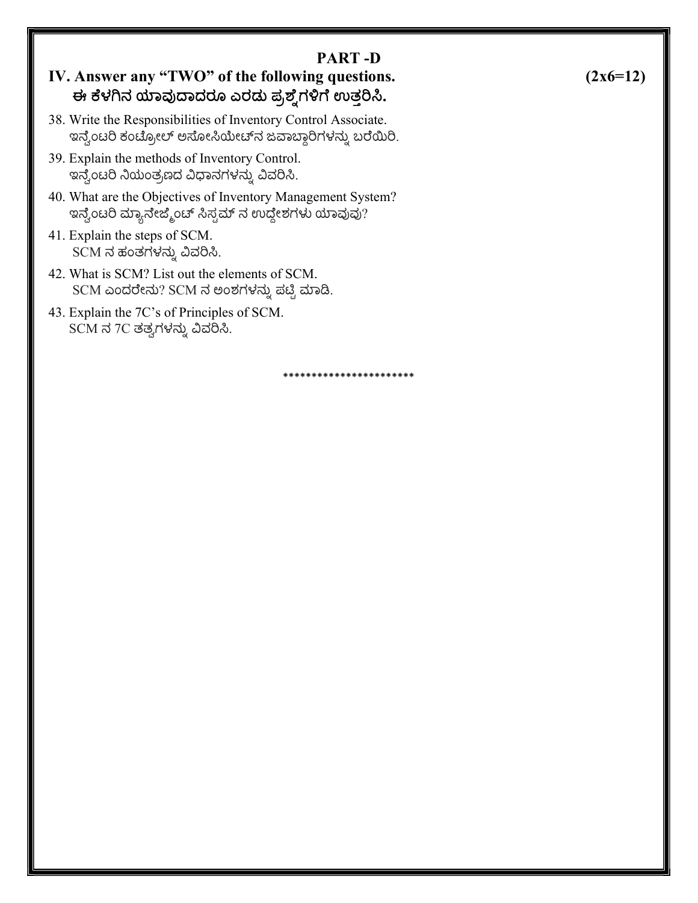## PART -D

### IV. Answer any "TWO" of the following questions. (2x6=12)

**ಈ ಕೆಳಗಿನ ಯಾವುದಾದರೂ ಎರಡು ಪ್ರಶ್ನೆಗಳಿಗೆ ಉತ್ತರಿಸಿ.**

38. Write the Responsibilities of Inventory Control Associate.
    ಇನ್ವೆಂಟರಿ ಕಂಟ್ರೋಲ್ ಅಸೋಸಿಯೇಟ್‌ನ ಜವಾಬ್ದಾರಿಗಳನ್ನು ಬರೆಯಿರಿ.

39. Explain the methods of Inventory Control.
    ಇನ್ವೆಂಟರಿ ನಿಯಂತ್ರಣದ ವಿಧಾನಗಳನ್ನು ವಿವರಿಸಿ.

40. What are the Objectives of Inventory Management System?
    ಇನ್ವೆಂಟರಿ ಮ್ಯಾನೇಜ್ಮೆಂಟ್ ಸಿಸ್ಟಮ್ ನ ಉದ್ದೇಶಗಳು ಯಾವುವು?

41. Explain the steps of SCM.
    SCM ನ ಹಂತಗಳನ್ನು ವಿವರಿಸಿ.

42. What is SCM? List out the elements of SCM.
    SCM ಎಂದರೇನು? SCM ನ ಅಂಶಗಳನ್ನು ಪಟ್ಟಿ ಮಾಡಿ.

43. Explain the 7C's of Principles of SCM.
    SCM ನ 7C ತತ್ವಗಳನ್ನು ವಿವರಿಸಿ.

***********************